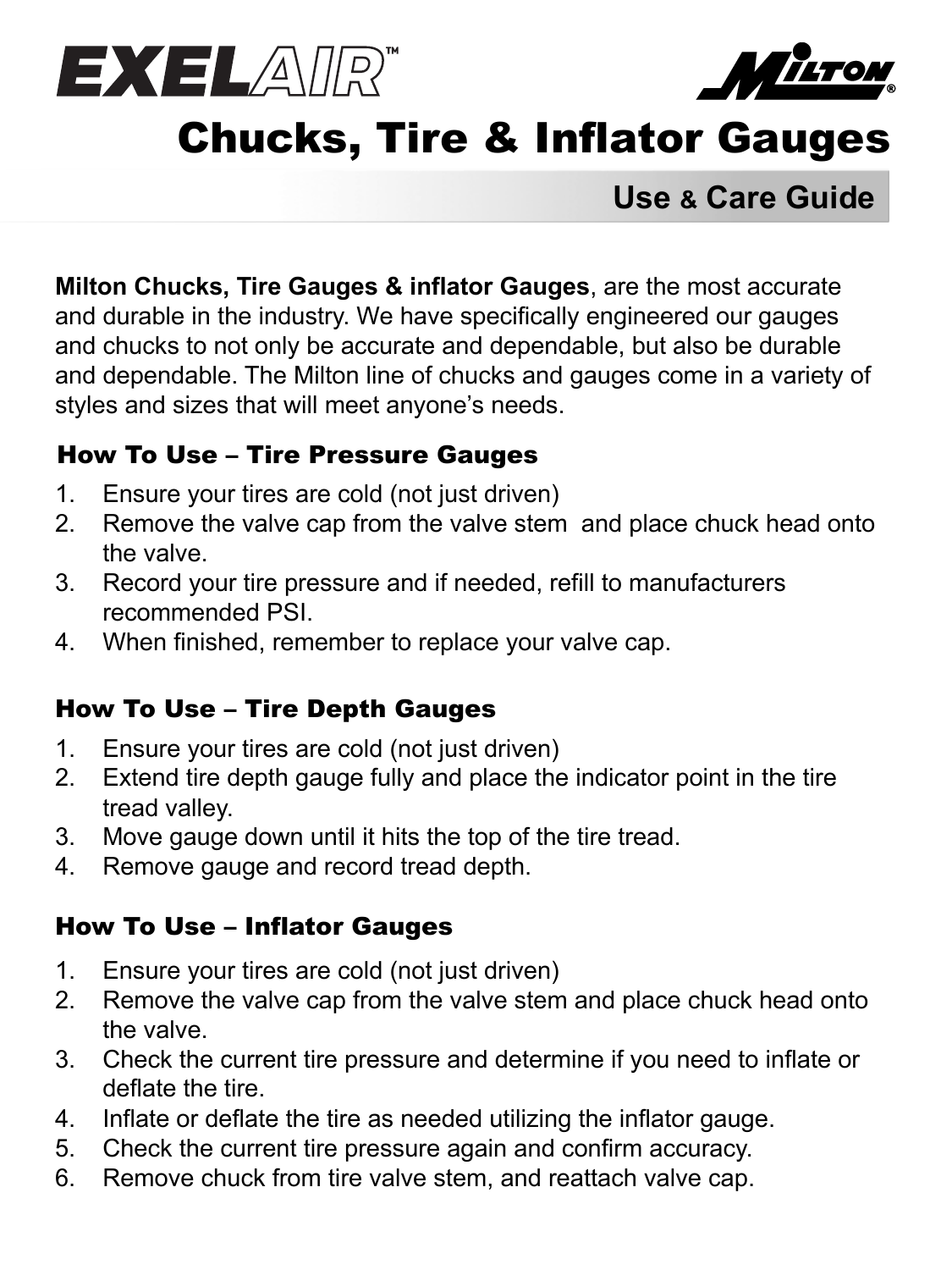# EXELAIR™

MILTON®

# Chucks, Tire & Inflator Gauges

## Use & Care Guide

**Milton Chucks, Tire Gauges & inflator Gauges**, are the most accurate and durable in the industry. We have specifically engineered our gauges and chucks to not only be accurate and dependable, but also be durable and dependable. The Milton line of chucks and gauges come in a variety of styles and sizes that will meet anyone's needs.

### How To Use – Tire Pressure Gauges

1. Ensure your tires are cold (not just driven)
2. Remove the valve cap from the valve stem and place chuck head onto the valve.
3. Record your tire pressure and if needed, refill to manufacturers recommended PSI.
4. When finished, remember to replace your valve cap.

### How To Use – Tire Depth Gauges

1. Ensure your tires are cold (not just driven)
2. Extend tire depth gauge fully and place the indicator point in the tire tread valley.
3. Move gauge down until it hits the top of the tire tread.
4. Remove gauge and record tread depth.

### How To Use – Inflator Gauges

1. Ensure your tires are cold (not just driven)
2. Remove the valve cap from the valve stem and place chuck head onto the valve.
3. Check the current tire pressure and determine if you need to inflate or deflate the tire.
4. Inflate or deflate the tire as needed utilizing the inflator gauge.
5. Check the current tire pressure again and confirm accuracy.
6. Remove chuck from tire valve stem, and reattach valve cap.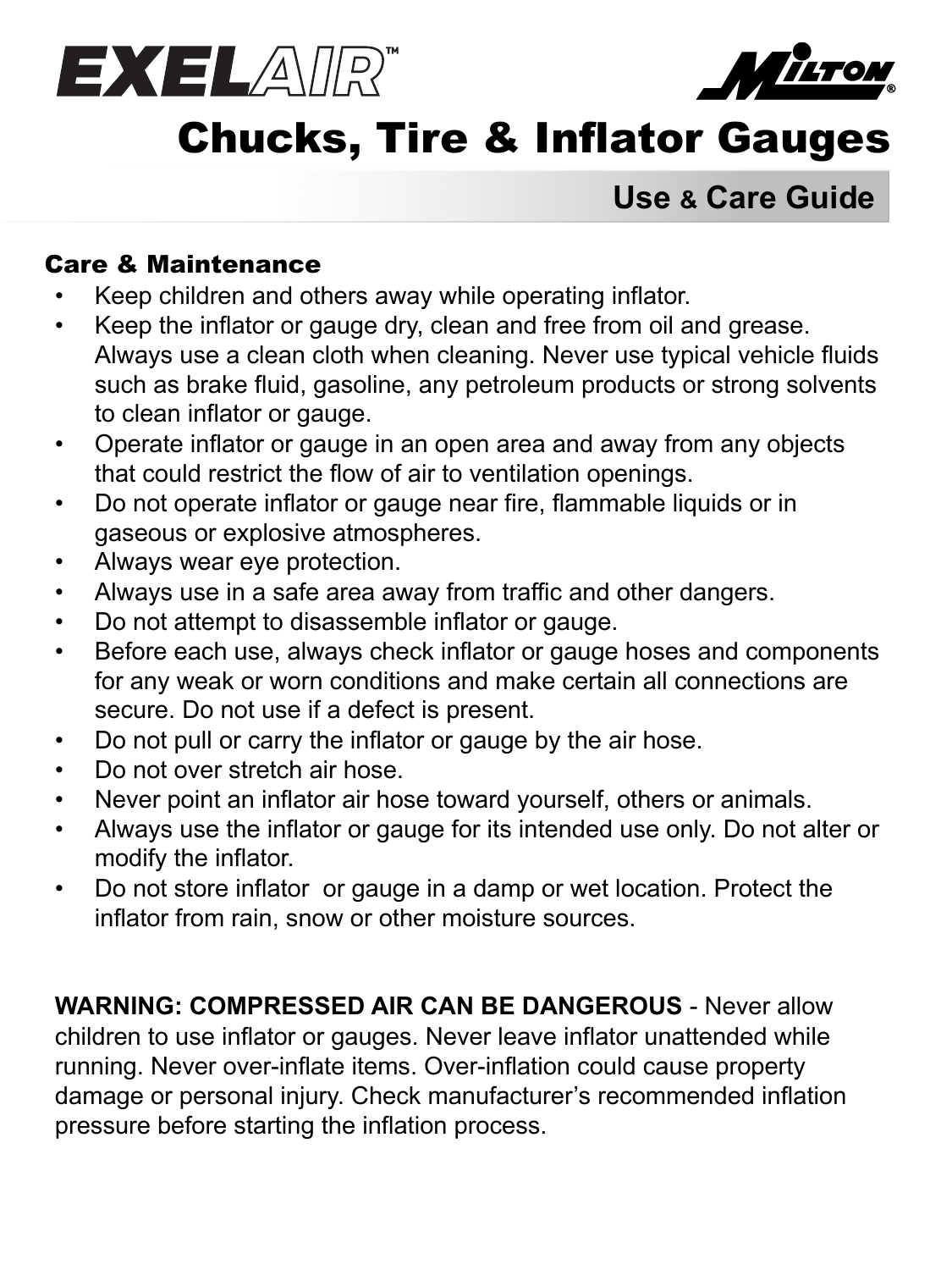# EXELAIR™

# Chucks, Tire & Inflator Gauges

## Use & Care Guide

### Care & Maintenance

- Keep children and others away while operating inflator.
- Keep the inflator or gauge dry, clean and free from oil and grease. Always use a clean cloth when cleaning. Never use typical vehicle fluids such as brake fluid, gasoline, any petroleum products or strong solvents to clean inflator or gauge.
- Operate inflator or gauge in an open area and away from any objects that could restrict the flow of air to ventilation openings.
- Do not operate inflator or gauge near fire, flammable liquids or in gaseous or explosive atmospheres.
- Always wear eye protection.
- Always use in a safe area away from traffic and other dangers.
- Do not attempt to disassemble inflator or gauge.
- Before each use, always check inflator or gauge hoses and components for any weak or worn conditions and make certain all connections are secure. Do not use if a defect is present.
- Do not pull or carry the inflator or gauge by the air hose.
- Do not over stretch air hose.
- Never point an inflator air hose toward yourself, others or animals.
- Always use the inflator or gauge for its intended use only. Do not alter or modify the inflator.
- Do not store inflator or gauge in a damp or wet location. Protect the inflator from rain, snow or other moisture sources.

**WARNING: COMPRESSED AIR CAN BE DANGEROUS** - Never allow children to use inflator or gauges. Never leave inflator unattended while running. Never over-inflate items. Over-inflation could cause property damage or personal injury. Check manufacturer's recommended inflation pressure before starting the inflation process.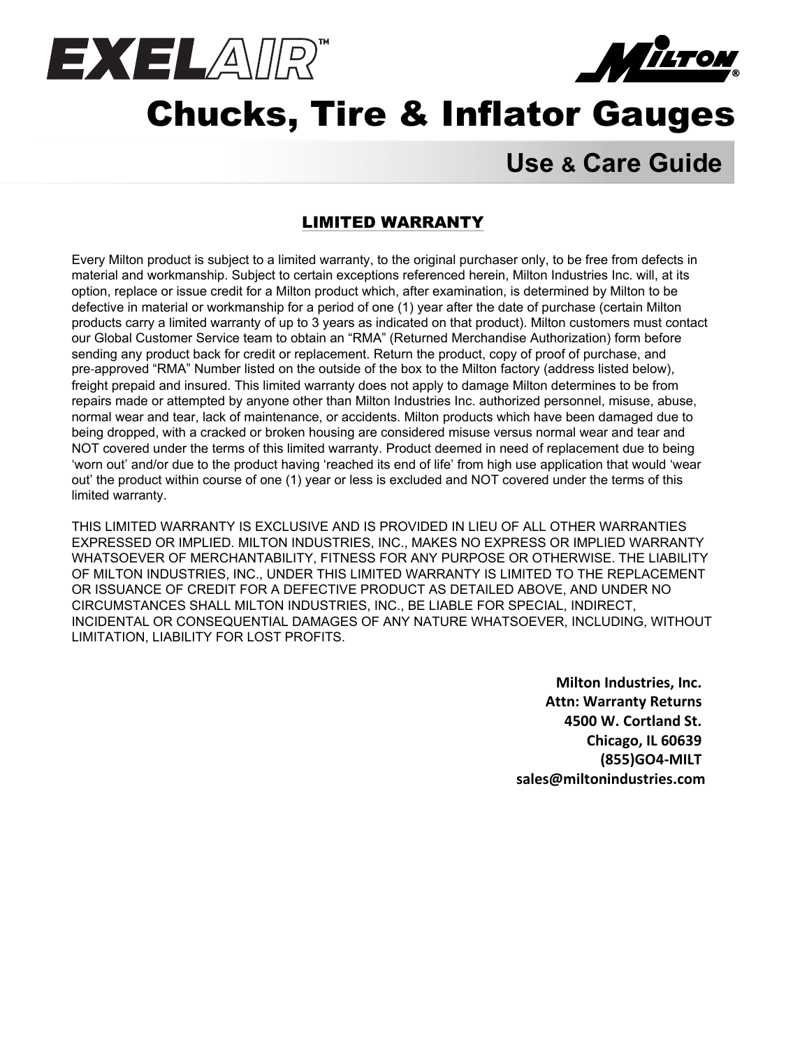EXELAIR™

MILTON®

# Chucks, Tire & Inflator Gauges

## Use & Care Guide

### LIMITED WARRANTY

Every Milton product is subject to a limited warranty, to the original purchaser only, to be free from defects in material and workmanship. Subject to certain exceptions referenced herein, Milton Industries Inc. will, at its option, replace or issue credit for a Milton product which, after examination, is determined by Milton to be defective in material or workmanship for a period of one (1) year after the date of purchase (certain Milton products carry a limited warranty of up to 3 years as indicated on that product). Milton customers must contact our Global Customer Service team to obtain an "RMA" (Returned Merchandise Authorization) form before sending any product back for credit or replacement. Return the product, copy of proof of purchase, and pre-approved "RMA" Number listed on the outside of the box to the Milton factory (address listed below), freight prepaid and insured. This limited warranty does not apply to damage Milton determines to be from repairs made or attempted by anyone other than Milton Industries Inc. authorized personnel, misuse, abuse, normal wear and tear, lack of maintenance, or accidents. Milton products which have been damaged due to being dropped, with a cracked or broken housing are considered misuse versus normal wear and tear and NOT covered under the terms of this limited warranty. Product deemed in need of replacement due to being 'worn out' and/or due to the product having 'reached its end of life' from high use application that would 'wear out' the product within course of one (1) year or less is excluded and NOT covered under the terms of this limited warranty.

THIS LIMITED WARRANTY IS EXCLUSIVE AND IS PROVIDED IN LIEU OF ALL OTHER WARRANTIES EXPRESSED OR IMPLIED. MILTON INDUSTRIES, INC., MAKES NO EXPRESS OR IMPLIED WARRANTY WHATSOEVER OF MERCHANTABILITY, FITNESS FOR ANY PURPOSE OR OTHERWISE. THE LIABILITY OF MILTON INDUSTRIES, INC., UNDER THIS LIMITED WARRANTY IS LIMITED TO THE REPLACEMENT OR ISSUANCE OF CREDIT FOR A DEFECTIVE PRODUCT AS DETAILED ABOVE, AND UNDER NO CIRCUMSTANCES SHALL MILTON INDUSTRIES, INC., BE LIABLE FOR SPECIAL, INDIRECT, INCIDENTAL OR CONSEQUENTIAL DAMAGES OF ANY NATURE WHATSOEVER, INCLUDING, WITHOUT LIMITATION, LIABILITY FOR LOST PROFITS.

**Milton Industries, Inc.**
**Attn: Warranty Returns**
**4500 W. Cortland St.**
**Chicago, IL 60639**
**(855)GO4-MILT**
**sales@miltonindustries.com**